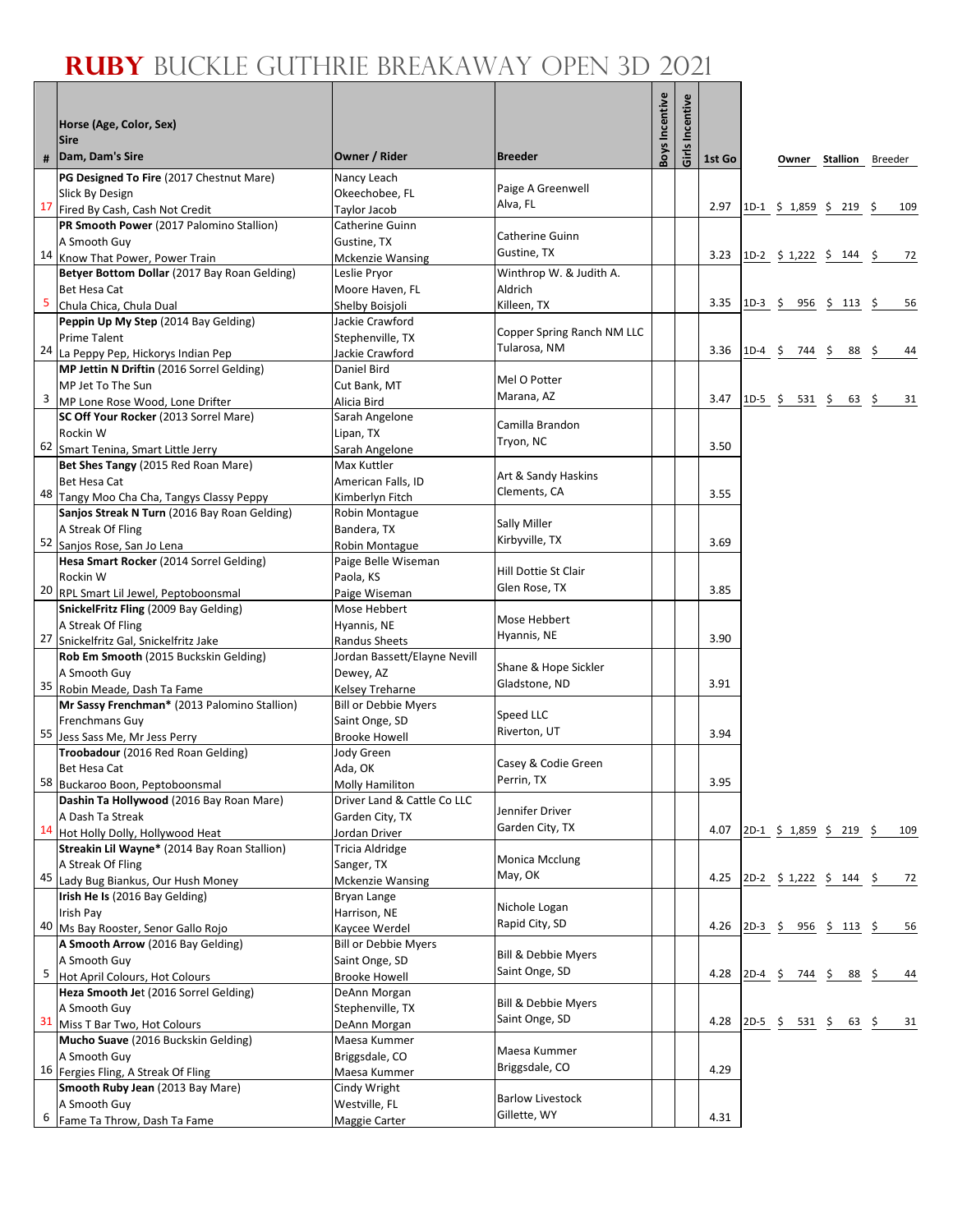# RUBY BUCKLE GUTHRIE BREAKAWAY OPEN 3D 2021

| # | Horse (Age, Color, Sex)<br>Sire<br>Dam, Dam's Sire | Owner / Rider | Breeder | Boys Incentive | Girls Incentive | 1st Go | | Owner | Stallion | Breeder |
|---|---|---|---|---|---|---|---|---|---|---|
| 17 | **PG Designed To Fire** (2017 Chestnut Mare)<br>Slick By Design<br>Fired By Cash, Cash Not Credit | Nancy Leach<br>Okeechobee, FL<br>Taylor Jacob | Paige A Greenwell<br>Alva, FL | | | 2.97 | 1D-1 | $ 1,859 | $ 219 | $ 109 |
| 14 | **PR Smooth Power** (2017 Palomino Stallion)<br>A Smooth Guy<br>Know That Power, Power Train | Catherine Guinn<br>Gustine, TX<br>Mckenzie Wansing | Catherine Guinn<br>Gustine, TX | | | 3.23 | 1D-2 | $ 1,222 | $ 144 | $ 72 |
| 5 | **Betyer Bottom Dollar** (2017 Bay Roan Gelding)<br>Bet Hesa Cat<br>Chula Chica, Chula Dual | Leslie Pryor<br>Moore Haven, FL<br>Shelby Boisjoli | Winthrop W. & Judith A. Aldrich<br>Killeen, TX | | | 3.35 | 1D-3 | $ 956 | $ 113 | $ 56 |
| 24 | **Peppin Up My Step** (2014 Bay Gelding)<br>Prime Talent<br>La Peppy Pep, Hickorys Indian Pep | Jackie Crawford<br>Stephenville, TX<br>Jackie Crawford | Copper Spring Ranch NM LLC<br>Tularosa, NM | | | 3.36 | 1D-4 | $ 744 | $ 88 | $ 44 |
| 3 | **MP Jettin N Driftin** (2016 Sorrel Gelding)<br>MP Jet To The Sun<br>MP Lone Rose Wood, Lone Drifter | Daniel Bird<br>Cut Bank, MT<br>Alicia Bird | Mel O Potter<br>Marana, AZ | | | 3.47 | 1D-5 | $ 531 | $ 63 | $ 31 |
| 62 | **SC Off Your Rocker** (2013 Sorrel Mare)<br>Rockin W<br>Smart Tenina, Smart Little Jerry | Sarah Angelone<br>Lipan, TX<br>Sarah Angelone | Camilla Brandon<br>Tryon, NC | | | 3.50 | | | | |
| 48 | **Bet Shes Tangy** (2015 Red Roan Mare)<br>Bet Hesa Cat<br>Tangy Moo Cha Cha, Tangys Classy Peppy | Max Kuttler<br>American Falls, ID<br>Kimberlyn Fitch | Art & Sandy Haskins<br>Clements, CA | | | 3.55 | | | | |
| 52 | **Sanjos Streak N Turn** (2016 Bay Roan Gelding)<br>A Streak Of Fling<br>Sanjos Rose, San Jo Lena | Robin Montague<br>Bandera, TX<br>Robin Montague | Sally Miller<br>Kirbyville, TX | | | 3.69 | | | | |
| 20 | **Hesa Smart Rocker** (2014 Sorrel Gelding)<br>Rockin W<br>RPL Smart Lil Jewel, Peptoboonsmal | Paige Belle Wiseman<br>Paola, KS<br>Paige Wiseman | Hill Dottie St Clair<br>Glen Rose, TX | | | 3.85 | | | | |
| 27 | **SnickelFritz Fling** (2009 Bay Gelding)<br>A Streak Of Fling<br>Snickelfritz Gal, Snickelfritz Jake | Mose Hebbert<br>Hyannis, NE<br>Randus Sheets | Mose Hebbert<br>Hyannis, NE | | | 3.90 | | | | |
| 35 | **Rob Em Smooth** (2015 Buckskin Gelding)<br>A Smooth Guy<br>Robin Meade, Dash Ta Fame | Jordan Bassett/Elayne Nevill<br>Dewey, AZ<br>Kelsey Treharne | Shane & Hope Sickler<br>Gladstone, ND | | | 3.91 | | | | |
| 55 | **Mr Sassy Frenchman*** (2013 Palomino Stallion)<br>Frenchmans Guy<br>Jess Sass Me, Mr Jess Perry | Bill or Debbie Myers<br>Saint Onge, SD<br>Brooke Howell | Speed LLC<br>Riverton, UT | | | 3.94 | | | | |
| 58 | **Troobadour** (2016 Red Roan Gelding)<br>Bet Hesa Cat<br>Buckaroo Boon, Peptoboonsmal | Jody Green<br>Ada, OK<br>Molly Hamilton | Casey & Codie Green<br>Perrin, TX | | | 3.95 | | | | |
| 14 | **Dashin Ta Hollywood** (2016 Bay Roan Mare)<br>A Dash Ta Streak<br>Hot Holly Dolly, Hollywood Heat | Driver Land & Cattle Co LLC<br>Garden City, TX<br>Jordan Driver | Jennifer Driver<br>Garden City, TX | | | 4.07 | 2D-1 | $ 1,859 | $ 219 | $ 109 |
| 45 | **Streakin Lil Wayne*** (2014 Bay Roan Stallion)<br>A Streak Of Fling<br>Lady Bug Biankus, Our Hush Money | Tricia Aldridge<br>Sanger, TX<br>Mckenzie Wansing | Monica Mcclung<br>May, OK | | | 4.25 | 2D-2 | $ 1,222 | $ 144 | $ 72 |
| 40 | **Irish He Is** (2016 Bay Gelding)<br>Irish Pay<br>Ms Bay Rooster, Senor Gallo Rojo | Bryan Lange<br>Harrison, NE<br>Kaycee Werdel | Nichole Logan<br>Rapid City, SD | | | 4.26 | 2D-3 | $ 956 | $ 113 | $ 56 |
| 5 | **A Smooth Arrow** (2016 Bay Gelding)<br>A Smooth Guy<br>Hot April Colours, Hot Colours | Bill or Debbie Myers<br>Saint Onge, SD<br>Brooke Howell | Bill & Debbie Myers<br>Saint Onge, SD | | | 4.28 | 2D-4 | $ 744 | $ 88 | $ 44 |
| 31 | **Heza Smooth Jet** (2016 Sorrel Gelding)<br>A Smooth Guy<br>Miss T Bar Two, Hot Colours | DeAnn Morgan<br>Stephenville, TX<br>DeAnn Morgan | Bill & Debbie Myers<br>Saint Onge, SD | | | 4.28 | 2D-5 | $ 531 | $ 63 | $ 31 |
| 16 | **Mucho Suave** (2016 Buckskin Gelding)<br>A Smooth Guy<br>Fergies Fling, A Streak Of Fling | Maesa Kummer<br>Briggsdale, CO<br>Maesa Kummer | Maesa Kummer<br>Briggsdale, CO | | | 4.29 | | | | |
| 6 | **Smooth Ruby Jean** (2013 Bay Mare)<br>A Smooth Guy<br>Fame Ta Throw, Dash Ta Fame | Cindy Wright<br>Westville, FL<br>Maggie Carter | Barlow Livestock<br>Gillette, WY | | | 4.31 | | | | |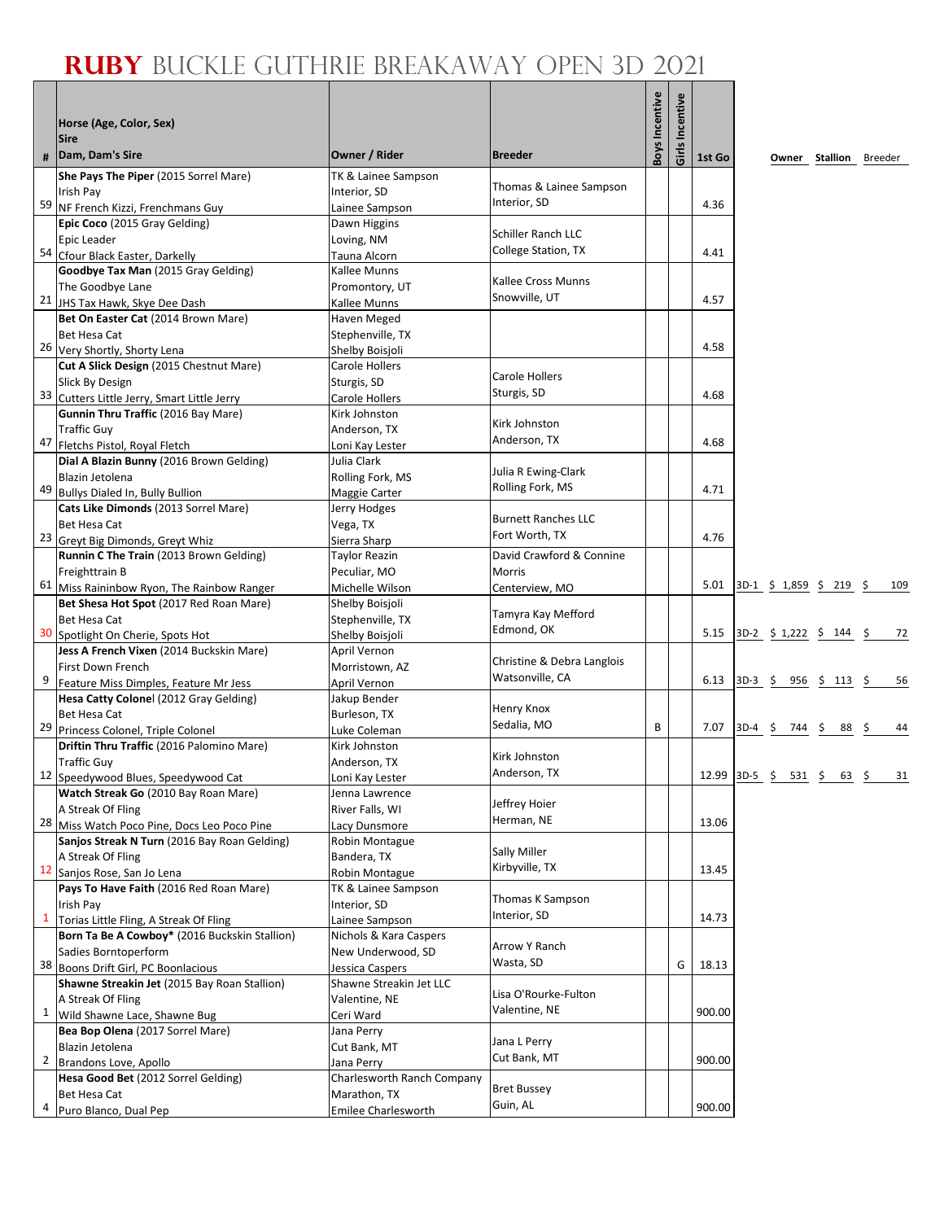# **RUBY** BUCKLE GUTHRIE BREAKAWAY OPEN 3D 2021

| # | Horse (Age, Color, Sex)<br>Sire<br>Dam, Dam's Sire | Owner / Rider | Breeder | Boys Incentive | Girls Incentive | 1st Go | | Owner | Stallion | Breeder |
|---|---|---|---|---|---|---|---|---|---|---|
| 59 | **She Pays The Piper** (2015 Sorrel Mare)<br>Irish Pay<br>NF French Kizzi, Frenchmans Guy | TK & Lainee Sampson<br>Interior, SD<br>Lainee Sampson | Thomas & Lainee Sampson<br>Interior, SD | | | 4.36 | | | | |
| 54 | **Epic Coco** (2015 Gray Gelding)<br>Epic Leader<br>Cfour Black Easter, Darkelly | Dawn Higgins<br>Loving, NM<br>Tauna Alcorn | Schiller Ranch LLC<br>College Station, TX | | | 4.41 | | | | |
| 21 | **Goodbye Tax Man** (2015 Gray Gelding)<br>The Goodbye Lane<br>JHS Tax Hawk, Skye Dee Dash | Kallee Munns<br>Promontory, UT<br>Kallee Munns | Kallee Cross Munns<br>Snowville, UT | | | 4.57 | | | | |
| 26 | **Bet On Easter Cat** (2014 Brown Mare)<br>Bet Hesa Cat<br>Very Shortly, Shorty Lena | Haven Meged<br>Stephenville, TX<br>Shelby Boisjoli | | | | 4.58 | | | | |
| 33 | **Cut A Slick Design** (2015 Chestnut Mare)<br>Slick By Design<br>Cutters Little Jerry, Smart Little Jerry | Carole Hollers<br>Sturgis, SD<br>Carole Hollers | Carole Hollers<br>Sturgis, SD | | | 4.68 | | | | |
| 47 | **Gunnin Thru Traffic** (2016 Bay Mare)<br>Traffic Guy<br>Fletchs Pistol, Royal Fletch | Kirk Johnston<br>Anderson, TX<br>Loni Kay Lester | Kirk Johnston<br>Anderson, TX | | | 4.68 | | | | |
| 49 | **Dial A Blazin Bunny** (2016 Brown Gelding)<br>Blazin Jetolena<br>Bullys Dialed In, Bully Bullion | Julia Clark<br>Rolling Fork, MS<br>Maggie Carter | Julia R Ewing-Clark<br>Rolling Fork, MS | | | 4.71 | | | | |
| 23 | **Cats Like Dimonds** (2013 Sorrel Mare)<br>Bet Hesa Cat<br>Greyt Big Dimonds, Greyt Whiz | Jerry Hodges<br>Vega, TX<br>Sierra Sharp | Burnett Ranches LLC<br>Fort Worth, TX | | | 4.76 | | | | |
| 61 | **Runnin C The Train** (2013 Brown Gelding)<br>Freighttrain B<br>Miss Raininbow Ryon, The Rainbow Ranger | Taylor Reazin<br>Peculiar, MO<br>Michelle Wilson | David Crawford & Connine Morris<br>Centerview, MO | | | 5.01 | 3D-1 | $ 1,859 | $ 219 | $ 109 |
| 30 | **Bet Shesa Hot Spot** (2017 Red Roan Mare)<br>Bet Hesa Cat<br>Spotlight On Cherie, Spots Hot | Shelby Boisjoli<br>Stephenville, TX<br>Shelby Boisjoli | Tamyra Kay Mefford<br>Edmond, OK | | | 5.15 | 3D-2 | $ 1,222 | $ 144 | $ 72 |
| 9 | **Jess A French Vixen** (2014 Buckskin Mare)<br>First Down French<br>Feature Miss Dimples, Feature Mr Jess | April Vernon<br>Morristown, AZ<br>April Vernon | Christine & Debra Langlois<br>Watsonville, CA | | | 6.13 | 3D-3 | $ 956 | $ 113 | $ 56 |
| 29 | **Hesa Catty Colonel** (2012 Gray Gelding)<br>Bet Hesa Cat<br>Princess Colonel, Triple Colonel | Jakup Bender<br>Burleson, TX<br>Luke Coleman | Henry Knox<br>Sedalia, MO | B | | 7.07 | 3D-4 | $ 744 | $ 88 | $ 44 |
| 12 | **Driftin Thru Traffic** (2016 Palomino Mare)<br>Traffic Guy<br>Speedywood Blues, Speedywood Cat | Kirk Johnston<br>Anderson, TX<br>Loni Kay Lester | Kirk Johnston<br>Anderson, TX | | | 12.99 | 3D-5 | $ 531 | $ 63 | $ 31 |
| 28 | **Watch Streak Go** (2010 Bay Roan Mare)<br>A Streak Of Fling<br>Miss Watch Poco Pine, Docs Leo Poco Pine | Jenna Lawrence<br>River Falls, WI<br>Lacy Dunsmore | Jeffrey Hoier<br>Herman, NE | | | 13.06 | | | | |
| 12 | **Sanjos Streak N Turn** (2016 Bay Roan Gelding)<br>A Streak Of Fling<br>Sanjos Rose, San Jo Lena | Robin Montague<br>Bandera, TX<br>Robin Montague | Sally Miller<br>Kirbyville, TX | | | 13.45 | | | | |
| 1 | **Pays To Have Faith** (2016 Red Roan Mare)<br>Irish Pay<br>Torias Little Fling, A Streak Of Fling | TK & Lainee Sampson<br>Interior, SD<br>Lainee Sampson | Thomas K Sampson<br>Interior, SD | | | 14.73 | | | | |
| 38 | **Born Ta Be A Cowboy*** (2016 Buckskin Stallion)<br>Sadies Borntoperform<br>Boons Drift Girl, PC Boonlacious | Nichols & Kara Caspers<br>New Underwood, SD<br>Jessica Caspers | Arrow Y Ranch<br>Wasta, SD | | G | 18.13 | | | | |
| 1 | **Shawne Streakin Jet** (2015 Bay Roan Stallion)<br>A Streak Of Fling<br>Wild Shawne Lace, Shawne Bug | Shawne Streakin Jet LLC<br>Valentine, NE<br>Ceri Ward | Lisa O'Rourke-Fulton<br>Valentine, NE | | | 900.00 | | | | |
| 2 | **Bea Bop Olena** (2017 Sorrel Mare)<br>Blazin Jetolena<br>Brandons Love, Apollo | Jana Perry<br>Cut Bank, MT<br>Jana Perry | Jana L Perry<br>Cut Bank, MT | | | 900.00 | | | | |
| 4 | **Hesa Good Bet** (2012 Sorrel Gelding)<br>Bet Hesa Cat<br>Puro Blanco, Dual Pep | Charlesworth Ranch Company<br>Marathon, TX<br>Emilee Charlesworth | Bret Bussey<br>Guin, AL | | | 900.00 | | | | |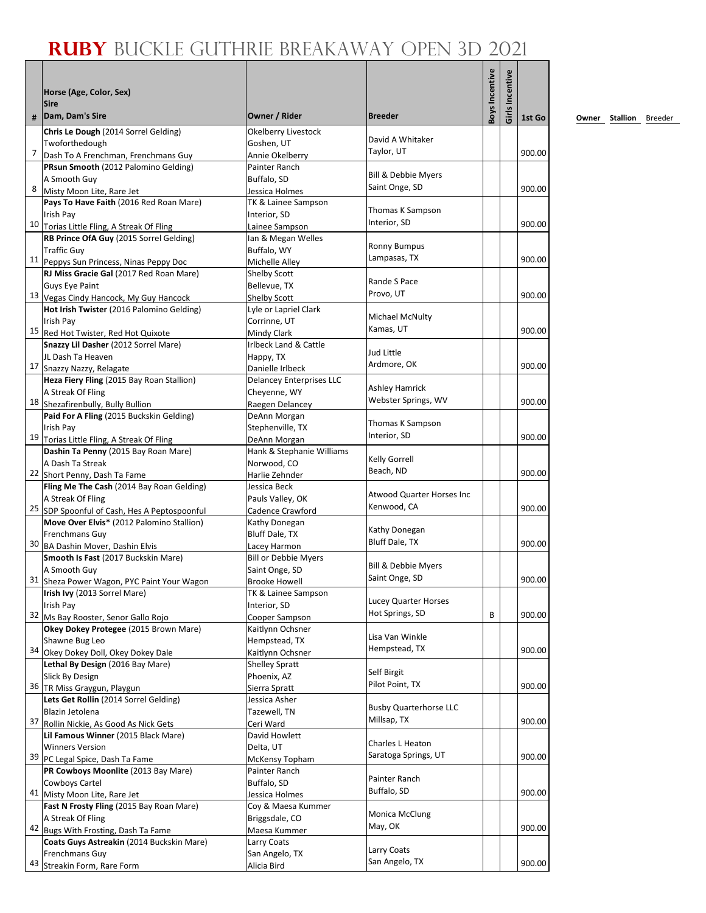# RUBY BUCKLE GUTHRIE BREAKAWAY OPEN 3D 2021

| # | Horse (Age, Color, Sex) / Sire / Dam, Dam's Sire | Owner / Rider | Breeder | Boys Incentive | Girls Incentive | 1st Go |
|---|---|---|---|---|---|---|
| 7 | **Chris Le Dough** (2014 Sorrel Gelding)<br>Twoforthedough<br>Dash To A Frenchman, Frenchmans Guy | Okelberry Livestock<br>Goshen, UT<br>Annie Okelberry | David A Whitaker<br>Taylor, UT | | | 900.00 |
| 8 | **PRsun Smooth** (2012 Palomino Gelding)<br>A Smooth Guy<br>Misty Moon Lite, Rare Jet | Painter Ranch<br>Buffalo, SD<br>Jessica Holmes | Bill & Debbie Myers<br>Saint Onge, SD | | | 900.00 |
| 10 | **Pays To Have Faith** (2016 Red Roan Mare)<br>Irish Pay<br>Torias Little Fling, A Streak Of Fling | TK & Lainee Sampson<br>Interior, SD<br>Lainee Sampson | Thomas K Sampson<br>Interior, SD | | | 900.00 |
| 11 | **RB Prince OfA Guy** (2015 Sorrel Gelding)<br>Traffic Guy<br>Peppys Sun Princess, Ninas Peppy Doc | Ian & Megan Welles<br>Buffalo, WY<br>Michelle Alley | Ronny Bumpus<br>Lampasas, TX | | | 900.00 |
| 13 | **RJ Miss Gracie Gal** (2017 Red Roan Mare)<br>Guys Eye Paint<br>Vegas Cindy Hancock, My Guy Hancock | Shelby Scott<br>Bellevue, TX<br>Shelby Scott | Rande S Pace<br>Provo, UT | | | 900.00 |
| 15 | **Hot Irish Twister** (2016 Palomino Gelding)<br>Irish Pay<br>Red Hot Twister, Red Hot Quixote | Lyle or Lapriel Clark<br>Corrinne, UT<br>Mindy Clark | Michael McNulty<br>Kamas, UT | | | 900.00 |
| 17 | **Snazzy Lil Dasher** (2012 Sorrel Mare)<br>JL Dash Ta Heaven<br>Snazzy Nazzy, Relagate | Irlbeck Land & Cattle<br>Happy, TX<br>Danielle Irlbeck | Jud Little<br>Ardmore, OK | | | 900.00 |
| 18 | **Heza Fiery Fling** (2015 Bay Roan Stallion)<br>A Streak Of Fling<br>Shezafirenbully, Bully Bullion | Delancey Enterprises LLC<br>Cheyenne, WY<br>Raegen Delancey | Ashley Hamrick<br>Webster Springs, WV | | | 900.00 |
| 19 | **Paid For A Fling** (2015 Buckskin Gelding)<br>Irish Pay<br>Torias Little Fling, A Streak Of Fling | DeAnn Morgan<br>Stephenville, TX<br>DeAnn Morgan | Thomas K Sampson<br>Interior, SD | | | 900.00 |
| 22 | **Dashin Ta Penny** (2015 Bay Roan Mare)<br>A Dash Ta Streak<br>Short Penny, Dash Ta Fame | Hank & Stephanie Williams<br>Norwood, CO<br>Harlie Zehnder | Kelly Gorrell<br>Beach, ND | | | 900.00 |
| 25 | **Fling Me The Cash** (2014 Bay Roan Gelding)<br>A Streak Of Fling<br>SDP Spoonful of Cash, Hes A Peptospoonful | Jessica Beck<br>Pauls Valley, OK<br>Cadence Crawford | Atwood Quarter Horses Inc<br>Kenwood, CA | | | 900.00 |
| 30 | **Move Over Elvis*** (2012 Palomino Stallion)<br>Frenchmans Guy<br>BA Dashin Mover, Dashin Elvis | Kathy Donegan<br>Bluff Dale, TX<br>Lacey Harmon | Kathy Donegan<br>Bluff Dale, TX | | | 900.00 |
| 31 | **Smooth Is Fast** (2017 Buckskin Mare)<br>A Smooth Guy<br>Sheza Power Wagon, PYC Paint Your Wagon | Bill or Debbie Myers<br>Saint Onge, SD<br>Brooke Howell | Bill & Debbie Myers<br>Saint Onge, SD | | | 900.00 |
| 32 | **Irish Ivy** (2013 Sorrel Mare)<br>Irish Pay<br>Ms Bay Rooster, Senor Gallo Rojo | TK & Lainee Sampson<br>Interior, SD<br>Cooper Sampson | Lucey Quarter Horses<br>Hot Springs, SD | B | | 900.00 |
| 34 | **Okey Dokey Protegee** (2015 Brown Mare)<br>Shawne Bug Leo<br>Okey Dokey Doll, Okey Dokey Dale | Kaitlynn Ochsner<br>Hempstead, TX<br>Kaitlynn Ochsner | Lisa Van Winkle<br>Hempstead, TX | | | 900.00 |
| 36 | **Lethal By Design** (2016 Bay Mare)<br>Slick By Design<br>TR Miss Graygun, Playgun | Shelley Spratt<br>Phoenix, AZ<br>Sierra Spratt | Self Birgit<br>Pilot Point, TX | | | 900.00 |
| 37 | **Lets Get Rollin** (2014 Sorrel Gelding)<br>Blazin Jetolena<br>Rollin Nickie, As Good As Nick Gets | Jessica Asher<br>Tazewell, TN<br>Ceri Ward | Busby Quarterhorse LLC<br>Millsap, TX | | | 900.00 |
| 39 | **Lil Famous Winner** (2015 Black Mare)<br>Winners Version<br>PC Legal Spice, Dash Ta Fame | David Howlett<br>Delta, UT<br>McKensy Topham | Charles L Heaton<br>Saratoga Springs, UT | | | 900.00 |
| 41 | **PR Cowboys Moonlite** (2013 Bay Mare)<br>Cowboys Cartel<br>Misty Moon Lite, Rare Jet | Painter Ranch<br>Buffalo, SD<br>Jessica Holmes | Painter Ranch<br>Buffalo, SD | | | 900.00 |
| 42 | **Fast N Frosty Fling** (2015 Bay Roan Mare)<br>A Streak Of Fling<br>Bugs With Frosting, Dash Ta Fame | Coy & Maesa Kummer<br>Briggsdale, CO<br>Maesa Kummer | Monica McClung<br>May, OK | | | 900.00 |
| 43 | **Coats Guys Astreakin** (2014 Buckskin Mare)<br>Frenchmans Guy<br>Streakin Form, Rare Form | Larry Coats<br>San Angelo, TX<br>Alicia Bird | Larry Coats<br>San Angelo, TX | | | 900.00 |

Owner Stallion Breeder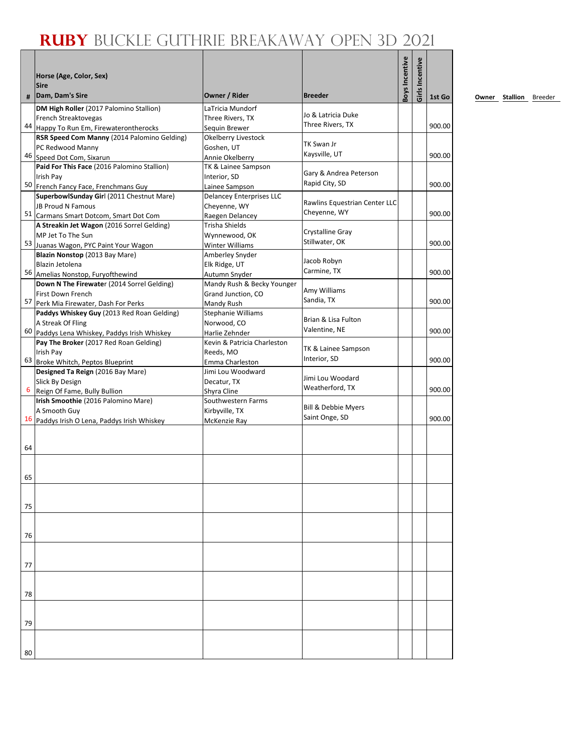# **RUBY** BUCKLE GUTHRIE BREAKAWAY OPEN 3D 2021

| # | Horse (Age, Color, Sex)<br>Sire<br>Dam, Dam's Sire | Owner / Rider | Breeder | Boys Incentive | Girls Incentive | 1st Go |
|---|---|---|---|---|---|---|
| 44 | **DM High Roller** (2017 Palomino Stallion)<br>French Streaktovegas<br>Happy To Run Em, Firewaterontherocks | LaTricia Mundorf<br>Three Rivers, TX<br>Sequin Brewer | Jo & Latricia Duke<br>Three Rivers, TX | | | 900.00 |
| 46 | **RSR Speed Com Manny** (2014 Palomino Gelding)<br>PC Redwood Manny<br>Speed Dot Com, Sixarun | Okelberry Livestock<br>Goshen, UT<br>Annie Okelberry | TK Swan Jr<br>Kaysville, UT | | | 900.00 |
| 50 | **Paid For This Face** (2016 Palomino Stallion)<br>Irish Pay<br>French Fancy Face, Frenchmans Guy | TK & Lainee Sampson<br>Interior, SD<br>Lainee Sampson | Gary & Andrea Peterson<br>Rapid City, SD | | | 900.00 |
| 51 | **SuperbowlSunday Girl** (2011 Chestnut Mare)<br>JB Proud N Famous<br>Carmans Smart Dotcom, Smart Dot Com | Delancey Enterprises LLC<br>Cheyenne, WY<br>Raegen Delancey | Rawlins Equestrian Center LLC<br>Cheyenne, WY | | | 900.00 |
| 53 | **A Streakin Jet Wagon** (2016 Sorrel Gelding)<br>MP Jet To The Sun<br>Juanas Wagon, PYC Paint Your Wagon | Trisha Shields<br>Wynnewood, OK<br>Winter Williams | Crystalline Gray<br>Stillwater, OK | | | 900.00 |
| 56 | **Blazin Nonstop** (2013 Bay Mare)<br>Blazin Jetolena<br>Amelias Nonstop, Furyofthewind | Amberley Snyder<br>Elk Ridge, UT<br>Autumn Snyder | Jacob Robyn<br>Carmine, TX | | | 900.00 |
| 57 | **Down N The Firewater** (2014 Sorrel Gelding)<br>First Down French<br>Perk Mia Firewater, Dash For Perks | Mandy Rush & Becky Younger<br>Grand Junction, CO<br>Mandy Rush | Amy Williams<br>Sandia, TX | | | 900.00 |
| 60 | **Paddys Whiskey Guy** (2013 Red Roan Gelding)<br>A Streak Of Fling<br>Paddys Lena Whiskey, Paddys Irish Whiskey | Stephanie Williams<br>Norwood, CO<br>Harlie Zehnder | Brian & Lisa Fulton<br>Valentine, NE | | | 900.00 |
| 63 | **Pay The Broker** (2017 Red Roan Gelding)<br>Irish Pay<br>Broke Whitch, Peptos Blueprint | Kevin & Patricia Charleston<br>Reeds, MO<br>Emma Charleston | TK & Lainee Sampson<br>Interior, SD | | | 900.00 |
| 6 | **Designed Ta Reign** (2016 Bay Mare)<br>Slick By Design<br>Reign Of Fame, Bully Bullion | Jimi Lou Woodward<br>Decatur, TX<br>Shyra Cline | Jimi Lou Woodard<br>Weatherford, TX | | | 900.00 |
| 16 | **Irish Smoothie** (2016 Palomino Mare)<br>A Smooth Guy<br>Paddys Irish O Lena, Paddys Irish Whiskey | Southwestern Farms<br>Kirbyville, TX<br>McKenzie Ray | Bill & Debbie Myers<br>Saint Onge, SD | | | 900.00 |
| 64 | | | | | | |
| 65 | | | | | | |
| 75 | | | | | | |
| 76 | | | | | | |
| 77 | | | | | | |
| 78 | | | | | | |
| 79 | | | | | | |
| 80 | | | | | | |

Owner Stallion Breeder